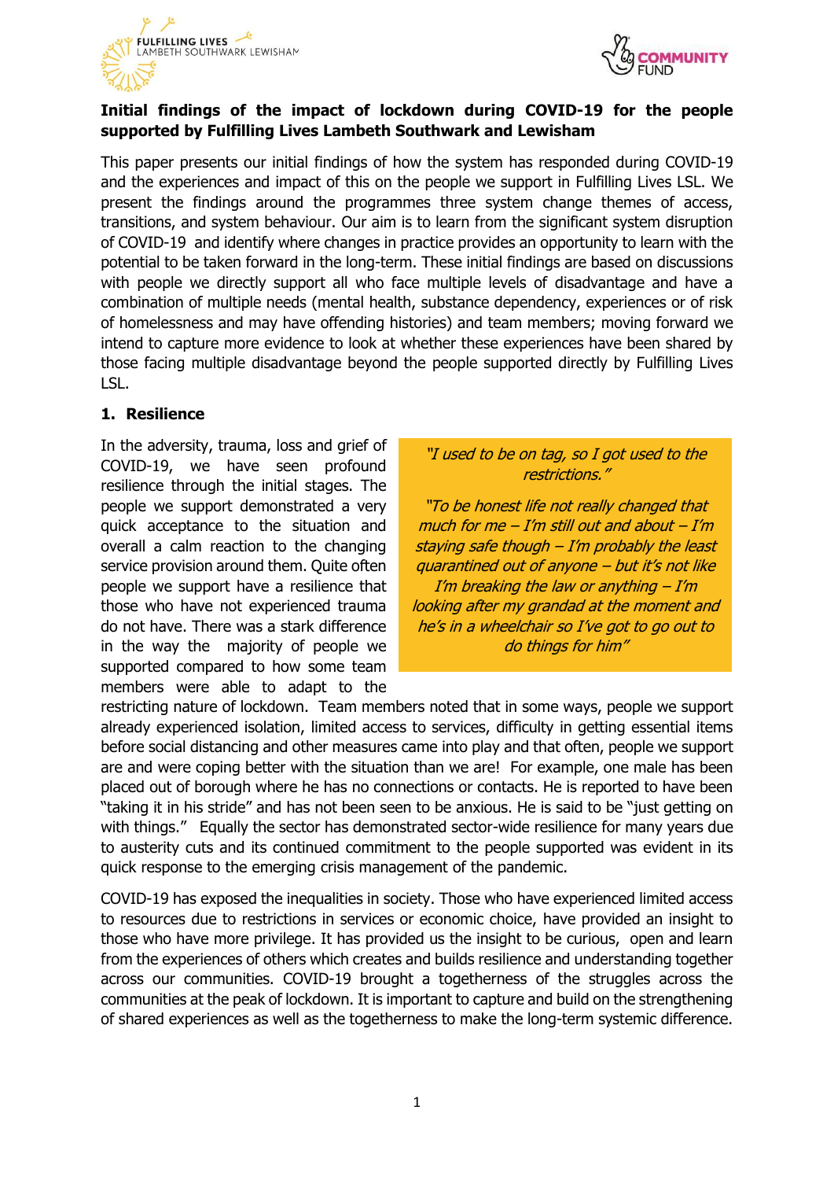**Initial findings of the impact of lockdown during COVID-19 for the people supported by Fulfilling Lives Lambeth Southwark and Lewisham**

This paper presents our initial findings of how the system has responded during COVID-19 and the experiences and impact of this on the people we support in Fulfilling Lives LSL. We present the findings around the programmes three system change themes of access, transitions, and system behaviour. Our aim is to learn from the significant system disruption of COVID-19 and identify where changes in practice provides an opportunity to learn with the potential to be taken forward in the long-term. These initial findings are based on discussions with people we directly support all who face multiple levels of disadvantage and have a combination of multiple needs (mental health, substance dependency, experiences or of risk of homelessness and may have offending histories) and team members; moving forward we intend to capture more evidence to look at whether these experiences have been shared by those facing multiple disadvantage beyond the people supported directly by Fulfilling Lives LSL.

## 1. Resilience

> *"I used to be on tag, so I got used to the restrictions."*
>
> *"To be honest life not really changed that much for me – I'm still out and about – I'm staying safe though – I'm probably the least quarantined out of anyone – but it's not like I'm breaking the law or anything – I'm looking after my grandad at the moment and he's in a wheelchair so I've got to go out to do things for him"*

In the adversity, trauma, loss and grief of COVID-19, we have seen profound resilience through the initial stages. The people we support demonstrated a very quick acceptance to the situation and overall a calm reaction to the changing service provision around them. Quite often people we support have a resilience that those who have not experienced trauma do not have. There was a stark difference in the way the majority of people we supported compared to how some team members were able to adapt to the restricting nature of lockdown. Team members noted that in some ways, people we support already experienced isolation, limited access to services, difficulty in getting essential items before social distancing and other measures came into play and that often, people we support are and were coping better with the situation than we are! For example, one male has been placed out of borough where he has no connections or contacts. He is reported to have been "taking it in his stride" and has not been seen to be anxious. He is said to be "just getting on with things." Equally the sector has demonstrated sector-wide resilience for many years due to austerity cuts and its continued commitment to the people supported was evident in its quick response to the emerging crisis management of the pandemic.

COVID-19 has exposed the inequalities in society. Those who have experienced limited access to resources due to restrictions in services or economic choice, have provided an insight to those who have more privilege. It has provided us the insight to be curious, open and learn from the experiences of others which creates and builds resilience and understanding together across our communities. COVID-19 brought a togetherness of the struggles across the communities at the peak of lockdown. It is important to capture and build on the strengthening of shared experiences as well as the togetherness to make the long-term systemic difference.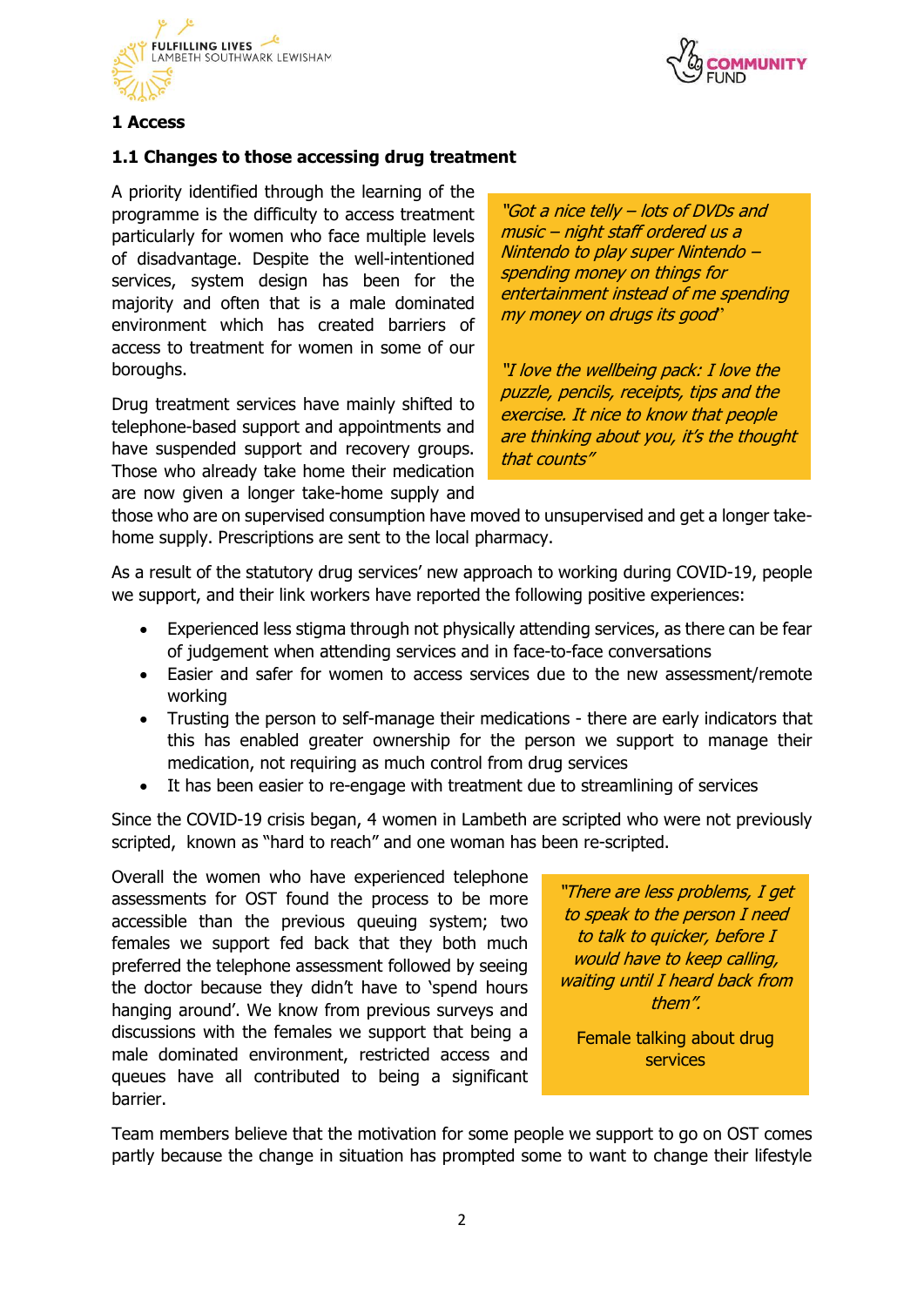## 1 Access

### 1.1 Changes to those accessing drug treatment

A priority identified through the learning of the programme is the difficulty to access treatment particularly for women who face multiple levels of disadvantage. Despite the well-intentioned services, system design has been for the majority and often that is a male dominated environment which has created barriers of access to treatment for women in some of our boroughs.

> *"Got a nice telly – lots of DVDs and music – night staff ordered us a Nintendo to play super Nintendo – spending money on things for entertainment instead of me spending my money on drugs its good"*
>
> *"I love the wellbeing pack: I love the puzzle, pencils, receipts, tips and the exercise. It nice to know that people are thinking about you, it's the thought that counts"*

Drug treatment services have mainly shifted to telephone-based support and appointments and have suspended support and recovery groups. Those who already take home their medication are now given a longer take-home supply and those who are on supervised consumption have moved to unsupervised and get a longer take-home supply. Prescriptions are sent to the local pharmacy.

As a result of the statutory drug services' new approach to working during COVID-19, people we support, and their link workers have reported the following positive experiences:

- Experienced less stigma through not physically attending services, as there can be fear of judgement when attending services and in face-to-face conversations
- Easier and safer for women to access services due to the new assessment/remote working
- Trusting the person to self-manage their medications - there are early indicators that this has enabled greater ownership for the person we support to manage their medication, not requiring as much control from drug services
- It has been easier to re-engage with treatment due to streamlining of services

Since the COVID-19 crisis began, 4 women in Lambeth are scripted who were not previously scripted, known as "hard to reach" and one woman has been re-scripted.

Overall the women who have experienced telephone assessments for OST found the process to be more accessible than the previous queuing system; two females we support fed back that they both much preferred the telephone assessment followed by seeing the doctor because they didn't have to 'spend hours hanging around'. We know from previous surveys and discussions with the females we support that being a male dominated environment, restricted access and queues have all contributed to being a significant barrier.

> *"There are less problems, I get to speak to the person I need to talk to quicker, before I would have to keep calling, waiting until I heard back from them".*
>
> Female talking about drug services

Team members believe that the motivation for some people we support to go on OST comes partly because the change in situation has prompted some to want to change their lifestyle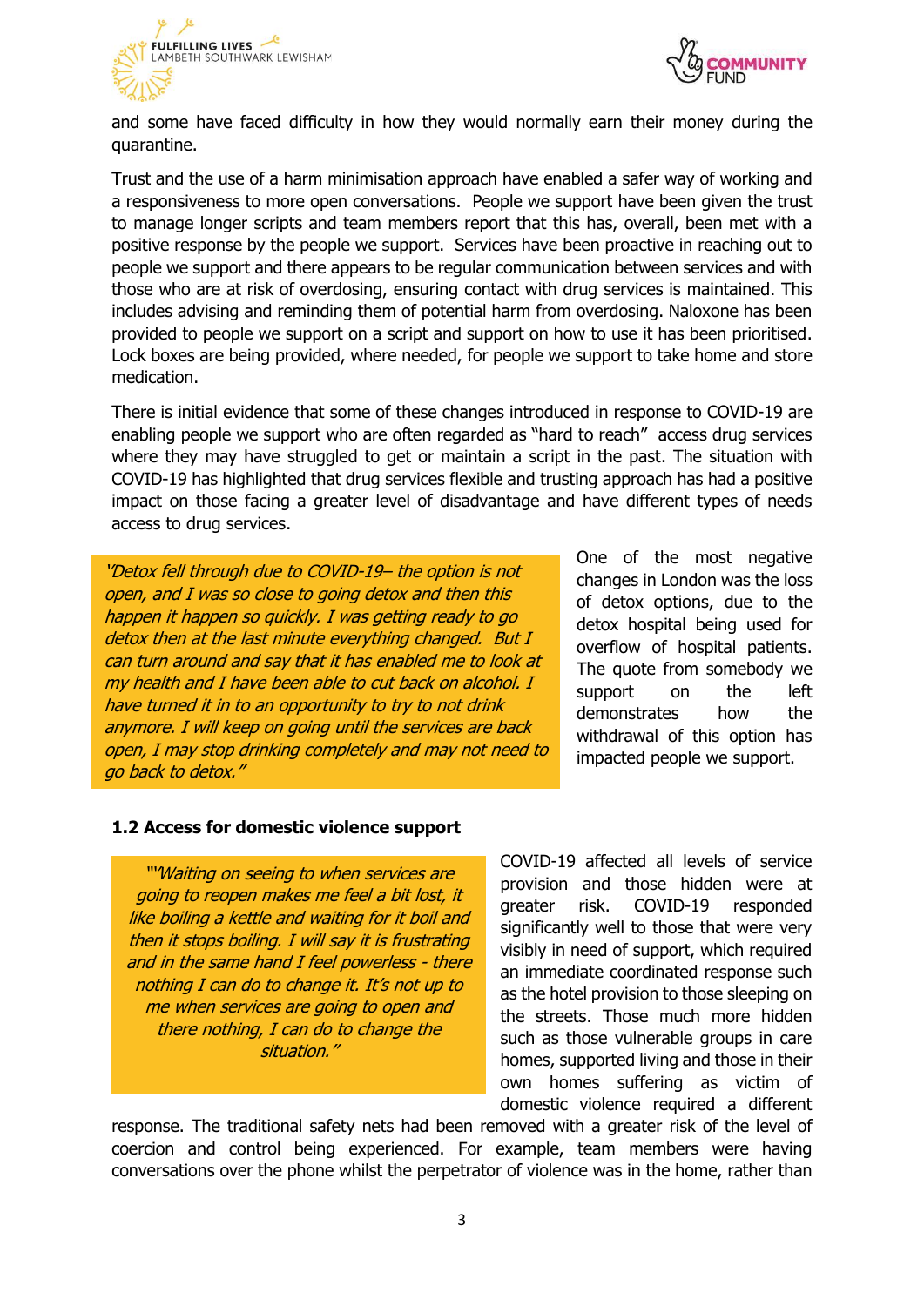and some have faced difficulty in how they would normally earn their money during the quarantine.

Trust and the use of a harm minimisation approach have enabled a safer way of working and a responsiveness to more open conversations. People we support have been given the trust to manage longer scripts and team members report that this has, overall, been met with a positive response by the people we support. Services have been proactive in reaching out to people we support and there appears to be regular communication between services and with those who are at risk of overdosing, ensuring contact with drug services is maintained. This includes advising and reminding them of potential harm from overdosing. Naloxone has been provided to people we support on a script and support on how to use it has been prioritised. Lock boxes are being provided, where needed, for people we support to take home and store medication.

There is initial evidence that some of these changes introduced in response to COVID-19 are enabling people we support who are often regarded as "hard to reach" access drug services where they may have struggled to get or maintain a script in the past. The situation with COVID-19 has highlighted that drug services flexible and trusting approach has had a positive impact on those facing a greater level of disadvantage and have different types of needs access to drug services.

> *'Detox fell through due to COVID-19– the option is not open, and I was so close to going detox and then this happen it happen so quickly. I was getting ready to go detox then at the last minute everything changed. But I can turn around and say that it has enabled me to look at my health and I have been able to cut back on alcohol. I have turned it in to an opportunity to try to not drink anymore. I will keep on going until the services are back open, I may stop drinking completely and may not need to go back to detox."*

One of the most negative changes in London was the loss of detox options, due to the detox hospital being used for overflow of hospital patients. The quote from somebody we support on the left demonstrates how the withdrawal of this option has impacted people we support.

### 1.2 Access for domestic violence support

> *"'Waiting on seeing to when services are going to reopen makes me feel a bit lost, it like boiling a kettle and waiting for it boil and then it stops boiling. I will say it is frustrating and in the same hand I feel powerless - there nothing I can do to change it. It's not up to me when services are going to open and there nothing, I can do to change the situation."*

COVID-19 affected all levels of service provision and those hidden were at greater risk. COVID-19 responded significantly well to those that were very visibly in need of support, which required an immediate coordinated response such as the hotel provision to those sleeping on the streets. Those much more hidden such as those vulnerable groups in care homes, supported living and those in their own homes suffering as victim of domestic violence required a different response. The traditional safety nets had been removed with a greater risk of the level of coercion and control being experienced. For example, team members were having conversations over the phone whilst the perpetrator of violence was in the home, rather than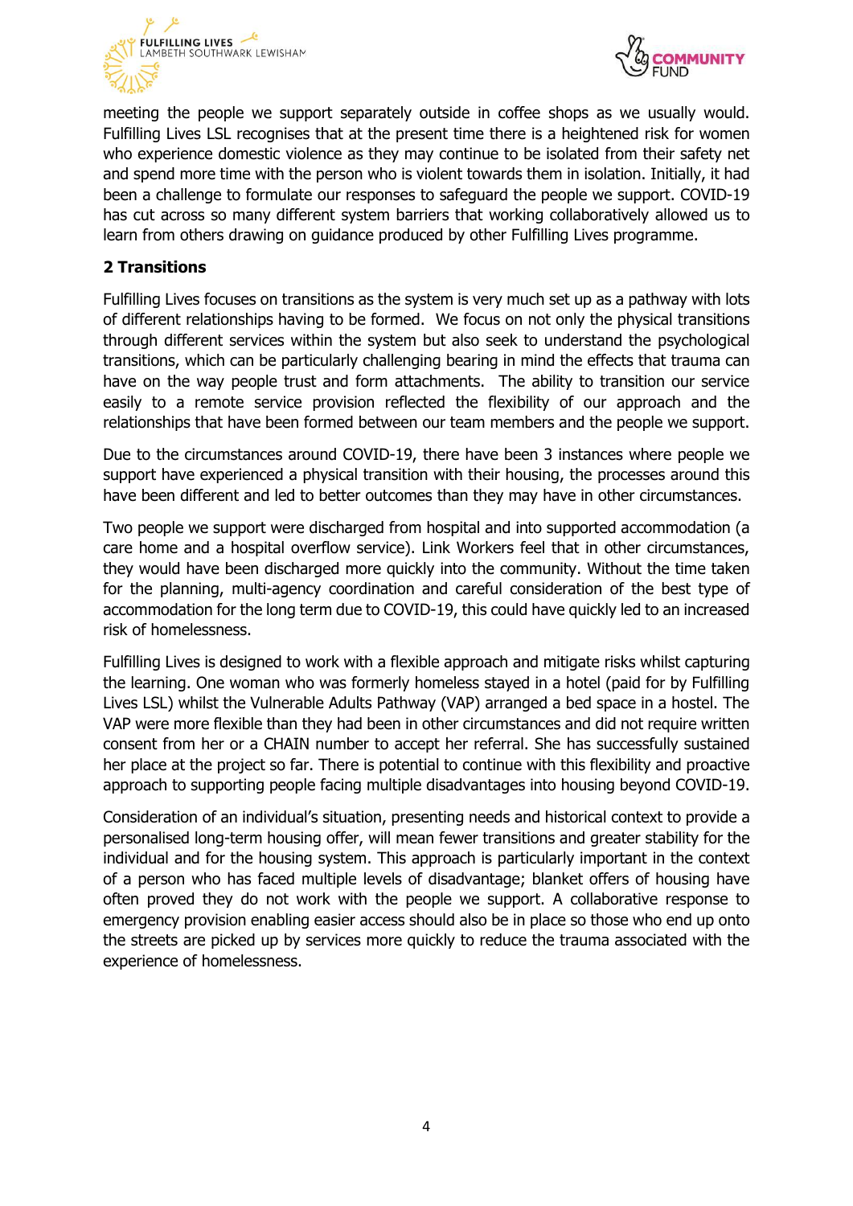meeting the people we support separately outside in coffee shops as we usually would. Fulfilling Lives LSL recognises that at the present time there is a heightened risk for women who experience domestic violence as they may continue to be isolated from their safety net and spend more time with the person who is violent towards them in isolation. Initially, it had been a challenge to formulate our responses to safeguard the people we support. COVID-19 has cut across so many different system barriers that working collaboratively allowed us to learn from others drawing on guidance produced by other Fulfilling Lives programme.

## 2 Transitions

Fulfilling Lives focuses on transitions as the system is very much set up as a pathway with lots of different relationships having to be formed. We focus on not only the physical transitions through different services within the system but also seek to understand the psychological transitions, which can be particularly challenging bearing in mind the effects that trauma can have on the way people trust and form attachments. The ability to transition our service easily to a remote service provision reflected the flexibility of our approach and the relationships that have been formed between our team members and the people we support.

Due to the circumstances around COVID-19, there have been 3 instances where people we support have experienced a physical transition with their housing, the processes around this have been different and led to better outcomes than they may have in other circumstances.

Two people we support were discharged from hospital and into supported accommodation (a care home and a hospital overflow service). Link Workers feel that in other circumstances, they would have been discharged more quickly into the community. Without the time taken for the planning, multi-agency coordination and careful consideration of the best type of accommodation for the long term due to COVID-19, this could have quickly led to an increased risk of homelessness.

Fulfilling Lives is designed to work with a flexible approach and mitigate risks whilst capturing the learning. One woman who was formerly homeless stayed in a hotel (paid for by Fulfilling Lives LSL) whilst the Vulnerable Adults Pathway (VAP) arranged a bed space in a hostel. The VAP were more flexible than they had been in other circumstances and did not require written consent from her or a CHAIN number to accept her referral. She has successfully sustained her place at the project so far. There is potential to continue with this flexibility and proactive approach to supporting people facing multiple disadvantages into housing beyond COVID-19.

Consideration of an individual's situation, presenting needs and historical context to provide a personalised long-term housing offer, will mean fewer transitions and greater stability for the individual and for the housing system. This approach is particularly important in the context of a person who has faced multiple levels of disadvantage; blanket offers of housing have often proved they do not work with the people we support. A collaborative response to emergency provision enabling easier access should also be in place so those who end up onto the streets are picked up by services more quickly to reduce the trauma associated with the experience of homelessness.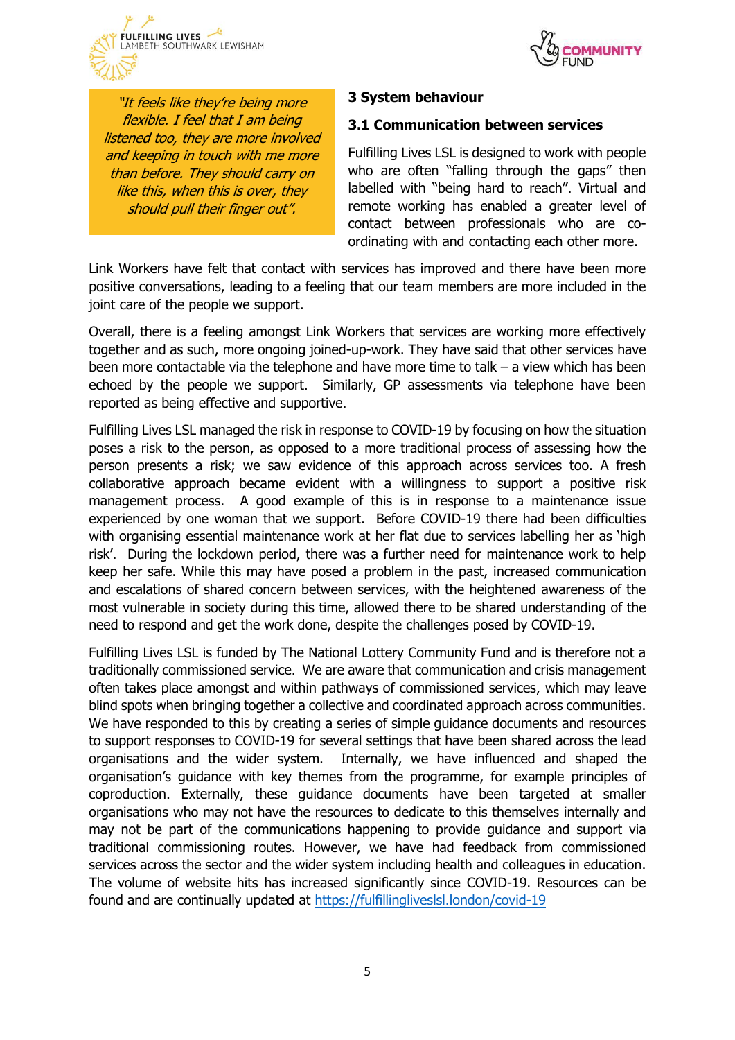*"It feels like they're being more flexible. I feel that I am being listened too, they are more involved and keeping in touch with me more than before. They should carry on like this, when this is over, they should pull their finger out".*

## 3 System behaviour

### 3.1 Communication between services

Fulfilling Lives LSL is designed to work with people who are often "falling through the gaps" then labelled with "being hard to reach". Virtual and remote working has enabled a greater level of contact between professionals who are co-ordinating with and contacting each other more.

Link Workers have felt that contact with services has improved and there have been more positive conversations, leading to a feeling that our team members are more included in the joint care of the people we support.

Overall, there is a feeling amongst Link Workers that services are working more effectively together and as such, more ongoing joined-up-work. They have said that other services have been more contactable via the telephone and have more time to talk – a view which has been echoed by the people we support. Similarly, GP assessments via telephone have been reported as being effective and supportive.

Fulfilling Lives LSL managed the risk in response to COVID-19 by focusing on how the situation poses a risk to the person, as opposed to a more traditional process of assessing how the person presents a risk; we saw evidence of this approach across services too. A fresh collaborative approach became evident with a willingness to support a positive risk management process. A good example of this is in response to a maintenance issue experienced by one woman that we support. Before COVID-19 there had been difficulties with organising essential maintenance work at her flat due to services labelling her as 'high risk'. During the lockdown period, there was a further need for maintenance work to help keep her safe. While this may have posed a problem in the past, increased communication and escalations of shared concern between services, with the heightened awareness of the most vulnerable in society during this time, allowed there to be shared understanding of the need to respond and get the work done, despite the challenges posed by COVID-19.

Fulfilling Lives LSL is funded by The National Lottery Community Fund and is therefore not a traditionally commissioned service. We are aware that communication and crisis management often takes place amongst and within pathways of commissioned services, which may leave blind spots when bringing together a collective and coordinated approach across communities. We have responded to this by creating a series of simple guidance documents and resources to support responses to COVID-19 for several settings that have been shared across the lead organisations and the wider system. Internally, we have influenced and shaped the organisation's guidance with key themes from the programme, for example principles of coproduction. Externally, these guidance documents have been targeted at smaller organisations who may not have the resources to dedicate to this themselves internally and may not be part of the communications happening to provide guidance and support via traditional commissioning routes. However, we have had feedback from commissioned services across the sector and the wider system including health and colleagues in education. The volume of website hits has increased significantly since COVID-19. Resources can be found and are continually updated at https://fulfillinglivesl sl.london/covid-19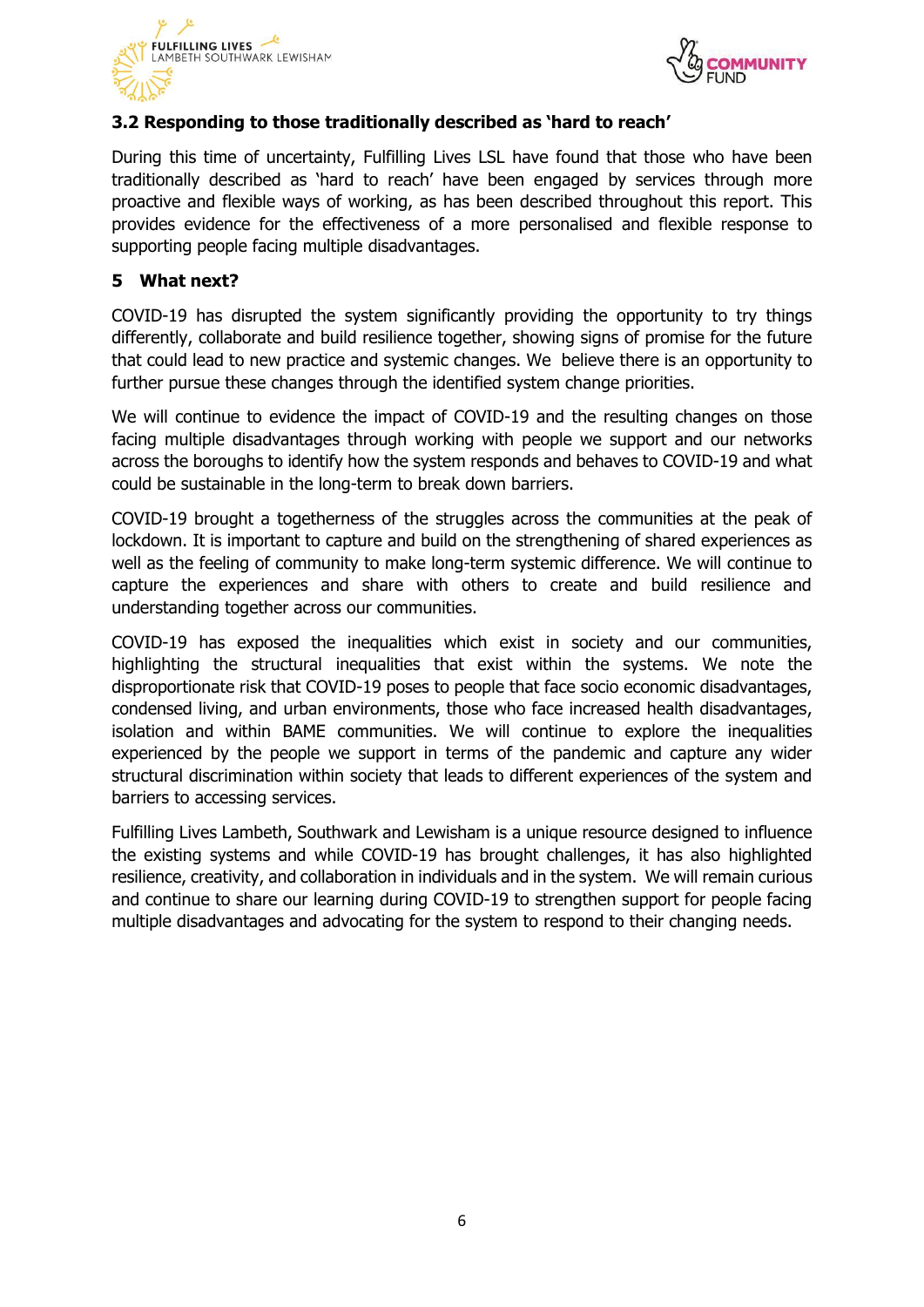### 3.2 Responding to those traditionally described as 'hard to reach'

During this time of uncertainty, Fulfilling Lives LSL have found that those who have been traditionally described as 'hard to reach' have been engaged by services through more proactive and flexible ways of working, as has been described throughout this report. This provides evidence for the effectiveness of a more personalised and flexible response to supporting people facing multiple disadvantages.

## 5 What next?

COVID-19 has disrupted the system significantly providing the opportunity to try things differently, collaborate and build resilience together, showing signs of promise for the future that could lead to new practice and systemic changes. We believe there is an opportunity to further pursue these changes through the identified system change priorities.

We will continue to evidence the impact of COVID-19 and the resulting changes on those facing multiple disadvantages through working with people we support and our networks across the boroughs to identify how the system responds and behaves to COVID-19 and what could be sustainable in the long-term to break down barriers.

COVID-19 brought a togetherness of the struggles across the communities at the peak of lockdown. It is important to capture and build on the strengthening of shared experiences as well as the feeling of community to make long-term systemic difference. We will continue to capture the experiences and share with others to create and build resilience and understanding together across our communities.

COVID-19 has exposed the inequalities which exist in society and our communities, highlighting the structural inequalities that exist within the systems. We note the disproportionate risk that COVID-19 poses to people that face socio economic disadvantages, condensed living, and urban environments, those who face increased health disadvantages, isolation and within BAME communities. We will continue to explore the inequalities experienced by the people we support in terms of the pandemic and capture any wider structural discrimination within society that leads to different experiences of the system and barriers to accessing services.

Fulfilling Lives Lambeth, Southwark and Lewisham is a unique resource designed to influence the existing systems and while COVID-19 has brought challenges, it has also highlighted resilience, creativity, and collaboration in individuals and in the system. We will remain curious and continue to share our learning during COVID-19 to strengthen support for people facing multiple disadvantages and advocating for the system to respond to their changing needs.